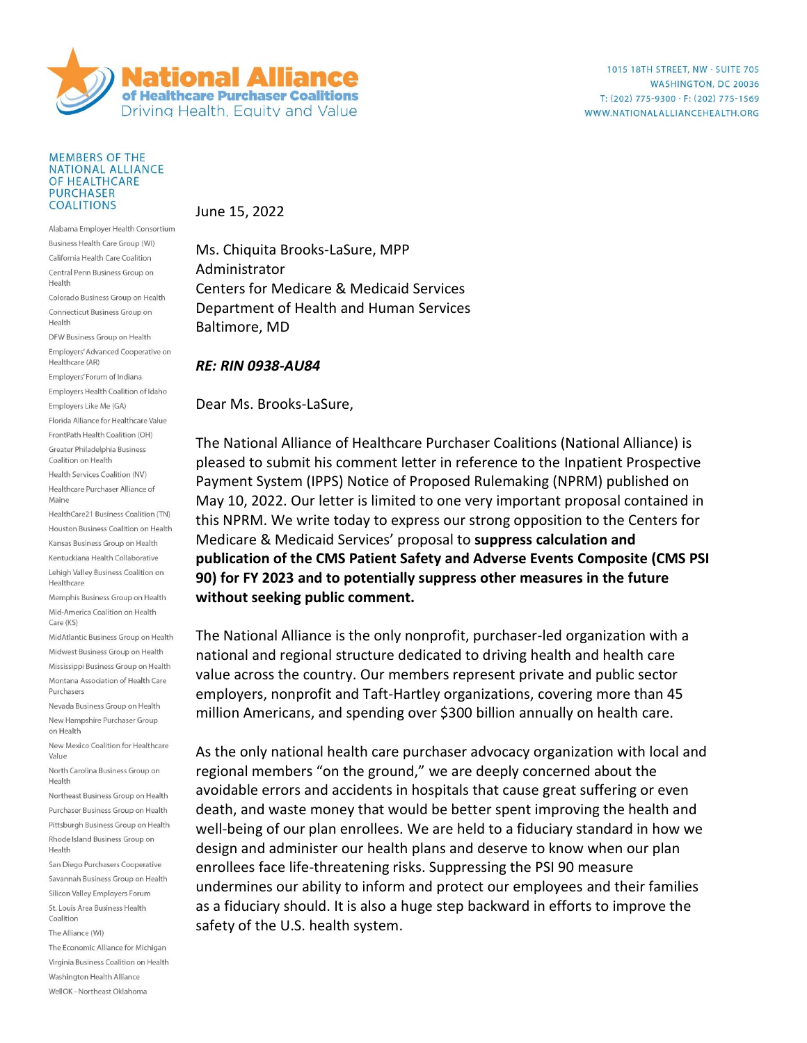# National Alliance of Healthcare Purchaser Coalitions

Driving Health, Equity and Value

1015 18TH STREET, NW · SUITE 705
WASHINGTON, DC 20036
T: (202) 775-9300 · F: (202) 775-1569
WWW.NATIONALALLIANCEHEALTH.ORG

**MEMBERS OF THE NATIONAL ALLIANCE OF HEALTHCARE PURCHASER COALITIONS**

- Alabama Employer Health Consortium
- Business Health Care Group (WI)
- California Health Care Coalition
- Central Penn Business Group on Health
- Colorado Business Group on Health
- Connecticut Business Group on Health
- DFW Business Group on Health
- Employers' Advanced Cooperative on Healthcare (AR)
- Employers' Forum of Indiana
- Employers Health Coalition of Idaho
- Employers Like Me (GA)
- Florida Alliance for Healthcare Value
- FrontPath Health Coalition (OH)
- Greater Philadelphia Business Coalition on Health
- Health Services Coalition (NV)
- Healthcare Purchaser Alliance of Maine
- HealthCare21 Business Coalition (TN)
- Houston Business Coalition on Health
- Kansas Business Group on Health
- Kentuckiana Health Collaborative
- Lehigh Valley Business Coalition on Healthcare
- Memphis Business Group on Health
- Mid-America Coalition on Health Care (KS)
- MidAtlantic Business Group on Health
- Midwest Business Group on Health
- Mississippi Business Group on Health
- Montana Association of Health Care Purchasers
- Nevada Business Group on Health
- New Hampshire Purchaser Group on Health
- New Mexico Coalition for Healthcare Value
- North Carolina Business Group on Health
- Northeast Business Group on Health
- Purchaser Business Group on Health
- Pittsburgh Business Group on Health
- Rhode Island Business Group on Health
- San Diego Purchasers Cooperative
- Savannah Business Group on Health
- Silicon Valley Employers Forum
- St. Louis Area Business Health Coalition
- The Alliance (WI)
- The Economic Alliance for Michigan
- Virginia Business Coalition on Health
- Washington Health Alliance
- WellOK - Northeast Oklahoma

June 15, 2022

Ms. Chiquita Brooks-LaSure, MPP
Administrator
Centers for Medicare & Medicaid Services
Department of Health and Human Services
Baltimore, MD

***RE: RIN 0938-AU84***

Dear Ms. Brooks-LaSure,

The National Alliance of Healthcare Purchaser Coalitions (National Alliance) is pleased to submit his comment letter in reference to the Inpatient Prospective Payment System (IPPS) Notice of Proposed Rulemaking (NPRM) published on May 10, 2022. Our letter is limited to one very important proposal contained in this NPRM. We write today to express our strong opposition to the Centers for Medicare & Medicaid Services' proposal to **suppress calculation and publication of the CMS Patient Safety and Adverse Events Composite (CMS PSI 90) for FY 2023 and to potentially suppress other measures in the future without seeking public comment.**

The National Alliance is the only nonprofit, purchaser-led organization with a national and regional structure dedicated to driving health and health care value across the country. Our members represent private and public sector employers, nonprofit and Taft-Hartley organizations, covering more than 45 million Americans, and spending over $300 billion annually on health care.

As the only national health care purchaser advocacy organization with local and regional members "on the ground," we are deeply concerned about the avoidable errors and accidents in hospitals that cause great suffering or even death, and waste money that would be better spent improving the health and well-being of our plan enrollees. We are held to a fiduciary standard in how we design and administer our health plans and deserve to know when our plan enrollees face life-threatening risks. Suppressing the PSI 90 measure undermines our ability to inform and protect our employees and their families as a fiduciary should. It is also a huge step backward in efforts to improve the safety of the U.S. health system.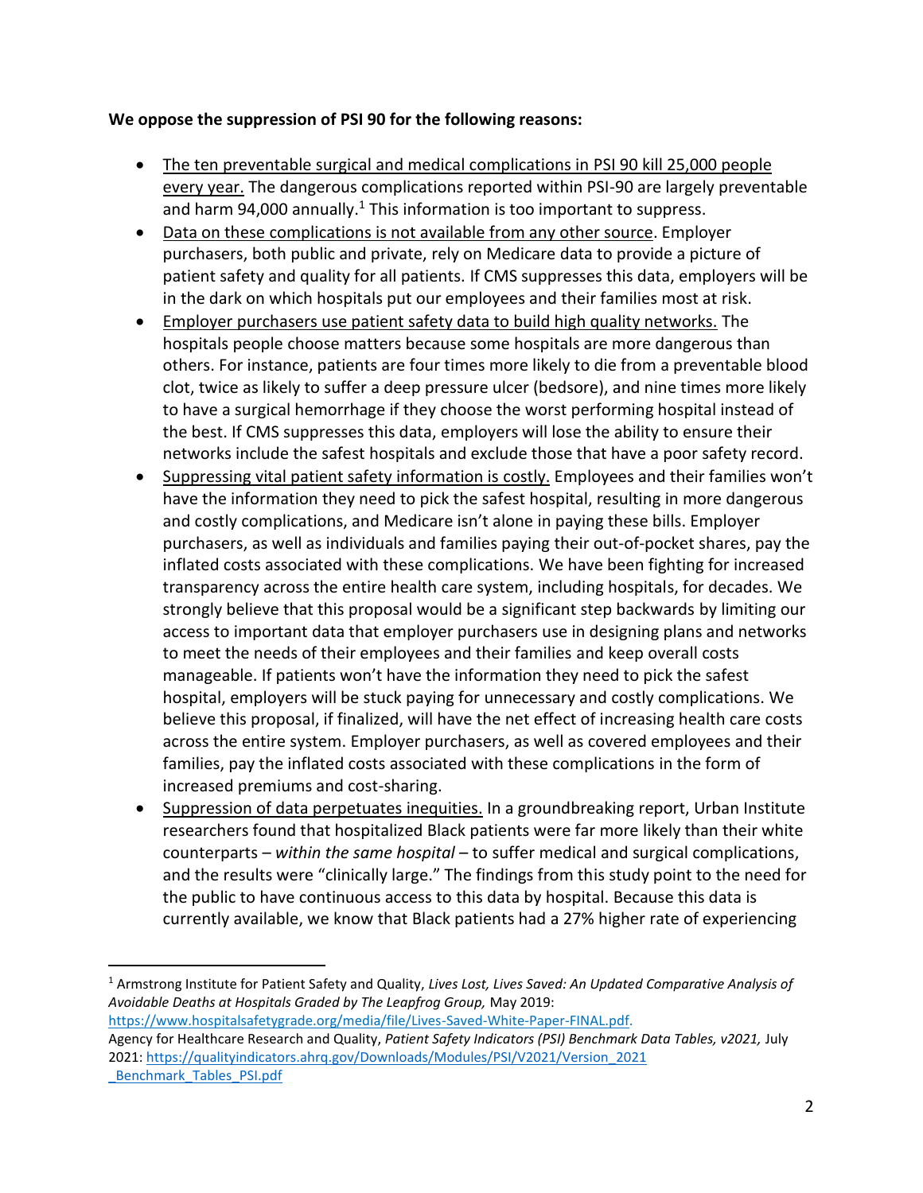**We oppose the suppression of PSI 90 for the following reasons:**

- <u>The ten preventable surgical and medical complications in PSI 90 kill 25,000 people every year.</u> The dangerous complications reported within PSI-90 are largely preventable and harm 94,000 annually.[1] This information is too important to suppress.
- <u>Data on these complications is not available from any other source</u>. Employer purchasers, both public and private, rely on Medicare data to provide a picture of patient safety and quality for all patients. If CMS suppresses this data, employers will be in the dark on which hospitals put our employees and their families most at risk.
- <u>Employer purchasers use patient safety data to build high quality networks.</u> The hospitals people choose matters because some hospitals are more dangerous than others. For instance, patients are four times more likely to die from a preventable blood clot, twice as likely to suffer a deep pressure ulcer (bedsore), and nine times more likely to have a surgical hemorrhage if they choose the worst performing hospital instead of the best. If CMS suppresses this data, employers will lose the ability to ensure their networks include the safest hospitals and exclude those that have a poor safety record.
- <u>Suppressing vital patient safety information is costly.</u> Employees and their families won't have the information they need to pick the safest hospital, resulting in more dangerous and costly complications, and Medicare isn't alone in paying these bills. Employer purchasers, as well as individuals and families paying their out-of-pocket shares, pay the inflated costs associated with these complications. We have been fighting for increased transparency across the entire health care system, including hospitals, for decades. We strongly believe that this proposal would be a significant step backwards by limiting our access to important data that employer purchasers use in designing plans and networks to meet the needs of their employees and their families and keep overall costs manageable. If patients won't have the information they need to pick the safest hospital, employers will be stuck paying for unnecessary and costly complications. We believe this proposal, if finalized, will have the net effect of increasing health care costs across the entire system. Employer purchasers, as well as covered employees and their families, pay the inflated costs associated with these complications in the form of increased premiums and cost-sharing.
- <u>Suppression of data perpetuates inequities.</u> In a groundbreaking report, Urban Institute researchers found that hospitalized Black patients were far more likely than their white counterparts – *within the same hospital* – to suffer medical and surgical complications, and the results were "clinically large." The findings from this study point to the need for the public to have continuous access to this data by hospital. Because this data is currently available, we know that Black patients had a 27% higher rate of experiencing

---

[1] Armstrong Institute for Patient Safety and Quality, *Lives Lost, Lives Saved: An Updated Comparative Analysis of Avoidable Deaths at Hospitals Graded by The Leapfrog Group,* May 2019: https://www.hospitalsafetygrade.org/media/file/Lives-Saved-White-Paper-FINAL.pdf.
Agency for Healthcare Research and Quality, *Patient Safety Indicators (PSI) Benchmark Data Tables, v2021,* July 2021: https://qualityindicators.ahrq.gov/Downloads/Modules/PSI/V2021/Version_2021_Benchmark_Tables_PSI.pdf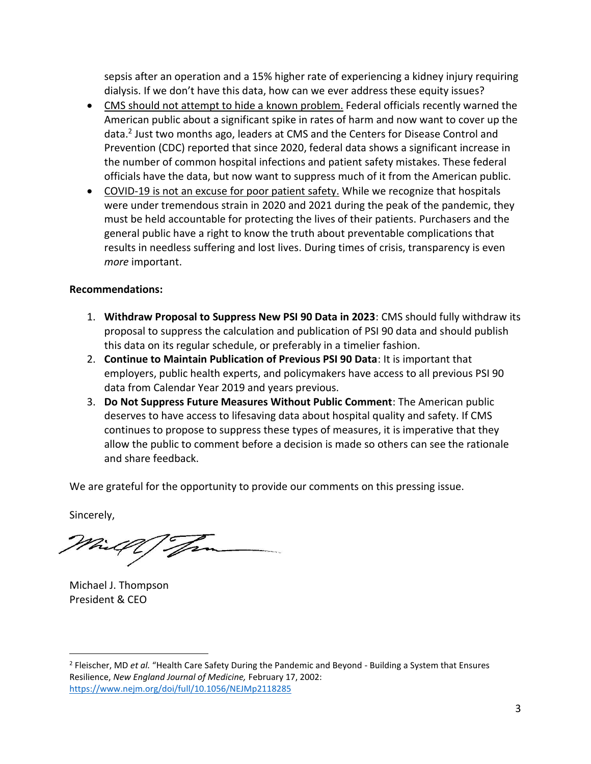sepsis after an operation and a 15% higher rate of experiencing a kidney injury requiring dialysis. If we don't have this data, how can we ever address these equity issues?

- CMS should not attempt to hide a known problem. Federal officials recently warned the American public about a significant spike in rates of harm and now want to cover up the data.[2] Just two months ago, leaders at CMS and the Centers for Disease Control and Prevention (CDC) reported that since 2020, federal data shows a significant increase in the number of common hospital infections and patient safety mistakes. These federal officials have the data, but now want to suppress much of it from the American public.
- COVID-19 is not an excuse for poor patient safety. While we recognize that hospitals were under tremendous strain in 2020 and 2021 during the peak of the pandemic, they must be held accountable for protecting the lives of their patients. Purchasers and the general public have a right to know the truth about preventable complications that results in needless suffering and lost lives. During times of crisis, transparency is even *more* important.

**Recommendations:**

1. **Withdraw Proposal to Suppress New PSI 90 Data in 2023**: CMS should fully withdraw its proposal to suppress the calculation and publication of PSI 90 data and should publish this data on its regular schedule, or preferably in a timelier fashion.
2. **Continue to Maintain Publication of Previous PSI 90 Data**: It is important that employers, public health experts, and policymakers have access to all previous PSI 90 data from Calendar Year 2019 and years previous.
3. **Do Not Suppress Future Measures Without Public Comment**: The American public deserves to have access to lifesaving data about hospital quality and safety. If CMS continues to propose to suppress these types of measures, it is imperative that they allow the public to comment before a decision is made so others can see the rationale and share feedback.

We are grateful for the opportunity to provide our comments on this pressing issue.

Sincerely,

Michael J. Thompson
President & CEO

[2] Fleischer, MD *et al.* "Health Care Safety During the Pandemic and Beyond - Building a System that Ensures Resilience, *New England Journal of Medicine,* February 17, 2002: https://www.nejm.org/doi/full/10.1056/NEJMp2118285